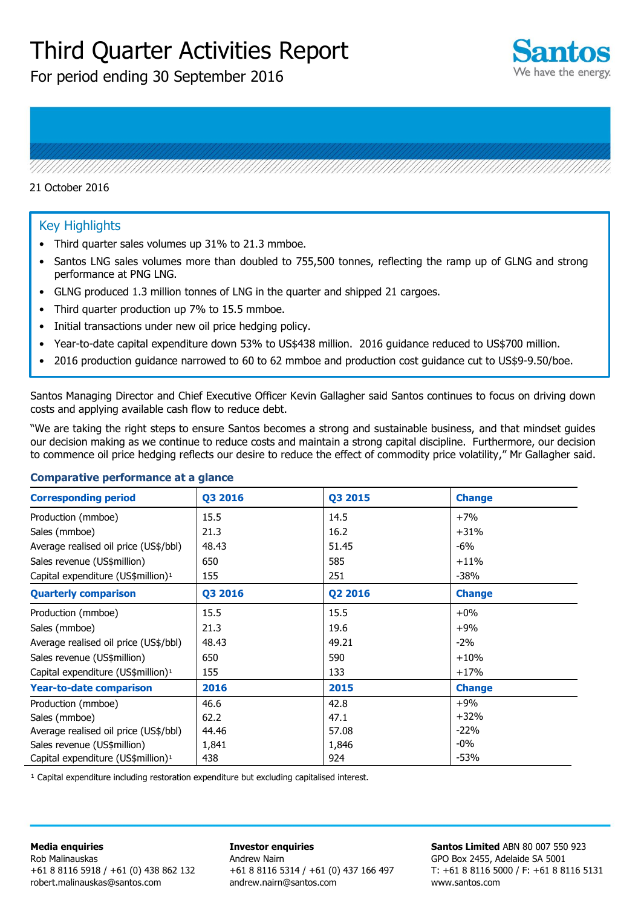# Third Quarter Activities Report

For period ending 30 September 2016

Santos
We have the energy.

21 October 2016

## Key Highlights

- Third quarter sales volumes up 31% to 21.3 mmboe.
- Santos LNG sales volumes more than doubled to 755,500 tonnes, reflecting the ramp up of GLNG and strong performance at PNG LNG.
- GLNG produced 1.3 million tonnes of LNG in the quarter and shipped 21 cargoes.
- Third quarter production up 7% to 15.5 mmboe.
- Initial transactions under new oil price hedging policy.
- Year-to-date capital expenditure down 53% to US$438 million. 2016 guidance reduced to US$700 million.
- 2016 production guidance narrowed to 60 to 62 mmboe and production cost guidance cut to US$9-9.50/boe.

Santos Managing Director and Chief Executive Officer Kevin Gallagher said Santos continues to focus on driving down costs and applying available cash flow to reduce debt.

"We are taking the right steps to ensure Santos becomes a strong and sustainable business, and that mindset guides our decision making as we continue to reduce costs and maintain a strong capital discipline. Furthermore, our decision to commence oil price hedging reflects our desire to reduce the effect of commodity price volatility," Mr Gallagher said.

### Comparative performance at a glance

| Corresponding period | Q3 2016 | Q3 2015 | Change |
|---|---|---|---|
| Production (mmboe) | 15.5 | 14.5 | +7% |
| Sales (mmboe) | 21.3 | 16.2 | +31% |
| Average realised oil price (US$/bbl) | 48.43 | 51.45 | -6% |
| Sales revenue (US$million) | 650 | 585 | +11% |
| Capital expenditure (US$million)[1] | 155 | 251 | -38% |
| **Quarterly comparison** | **Q3 2016** | **Q2 2016** | **Change** |
| Production (mmboe) | 15.5 | 15.5 | +0% |
| Sales (mmboe) | 21.3 | 19.6 | +9% |
| Average realised oil price (US$/bbl) | 48.43 | 49.21 | -2% |
| Sales revenue (US$million) | 650 | 590 | +10% |
| Capital expenditure (US$million)[1] | 155 | 133 | +17% |
| **Year-to-date comparison** | **2016** | **2015** | **Change** |
| Production (mmboe) | 46.6 | 42.8 | +9% |
| Sales (mmboe) | 62.2 | 47.1 | +32% |
| Average realised oil price (US$/bbl) | 44.46 | 57.08 | -22% |
| Sales revenue (US$million) | 1,841 | 1,846 | -0% |
| Capital expenditure (US$million)[1] | 438 | 924 | -53% |

[1] Capital expenditure including restoration expenditure but excluding capitalised interest.

**Media enquiries**
Rob Malinauskas
+61 8 8116 5918 / +61 (0) 438 862 132
robert.malinauskas@santos.com

**Investor enquiries**
Andrew Nairn
+61 8 8116 5314 / +61 (0) 437 166 497
andrew.nairn@santos.com

**Santos Limited** ABN 80 007 550 923
GPO Box 2455, Adelaide SA 5001
T: +61 8 8116 5000 / F: +61 8 8116 5131
www.santos.com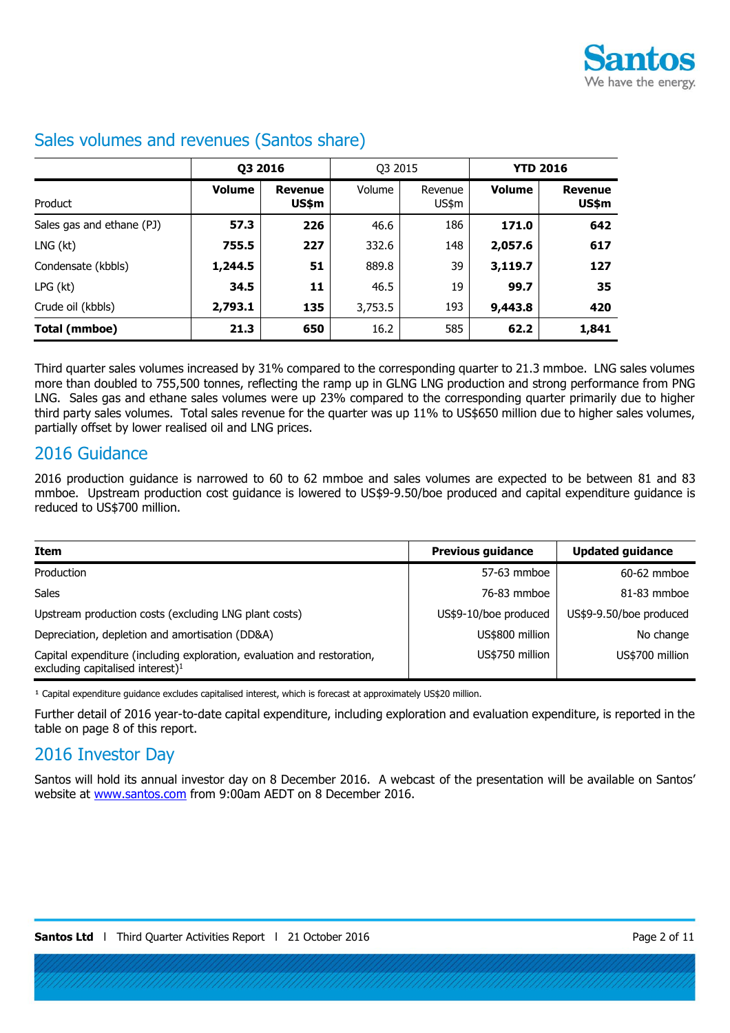## Sales volumes and revenues (Santos share)

| | Q3 2016 | | Q3 2015 | | YTD 2016 | |
|---|---|---|---|---|---|---|
| Product | **Volume** | **Revenue US$m** | Volume | Revenue US$m | **Volume** | **Revenue US$m** |
| Sales gas and ethane (PJ) | **57.3** | **226** | 46.6 | 186 | **171.0** | **642** |
| LNG (kt) | **755.5** | **227** | 332.6 | 148 | **2,057.6** | **617** |
| Condensate (kbbls) | **1,244.5** | **51** | 889.8 | 39 | **3,119.7** | **127** |
| LPG (kt) | **34.5** | **11** | 46.5 | 19 | **99.7** | **35** |
| Crude oil (kbbls) | **2,793.1** | **135** | 3,753.5 | 193 | **9,443.8** | **420** |
| **Total (mmboe)** | **21.3** | **650** | 16.2 | 585 | **62.2** | **1,841** |

Third quarter sales volumes increased by 31% compared to the corresponding quarter to 21.3 mmboe. LNG sales volumes more than doubled to 755,500 tonnes, reflecting the ramp up in GLNG LNG production and strong performance from PNG LNG. Sales gas and ethane sales volumes were up 23% compared to the corresponding quarter primarily due to higher third party sales volumes. Total sales revenue for the quarter was up 11% to US$650 million due to higher sales volumes, partially offset by lower realised oil and LNG prices.

## 2016 Guidance

2016 production guidance is narrowed to 60 to 62 mmboe and sales volumes are expected to be between 81 and 83 mmboe. Upstream production cost guidance is lowered to US$9-9.50/boe produced and capital expenditure guidance is reduced to US$700 million.

| Item | Previous guidance | Updated guidance |
|---|---|---|
| Production | 57-63 mmboe | 60-62 mmboe |
| Sales | 76-83 mmboe | 81-83 mmboe |
| Upstream production costs (excluding LNG plant costs) | US$9-10/boe produced | US$9-9.50/boe produced |
| Depreciation, depletion and amortisation (DD&A) | US$800 million | No change |
| Capital expenditure (including exploration, evaluation and restoration, excluding capitalised interest)[1] | US$750 million | US$700 million |

[1] Capital expenditure guidance excludes capitalised interest, which is forecast at approximately US$20 million.

Further detail of 2016 year-to-date capital expenditure, including exploration and evaluation expenditure, is reported in the table on page 8 of this report.

## 2016 Investor Day

Santos will hold its annual investor day on 8 December 2016. A webcast of the presentation will be available on Santos' website at www.santos.com from 9:00am AEDT on 8 December 2016.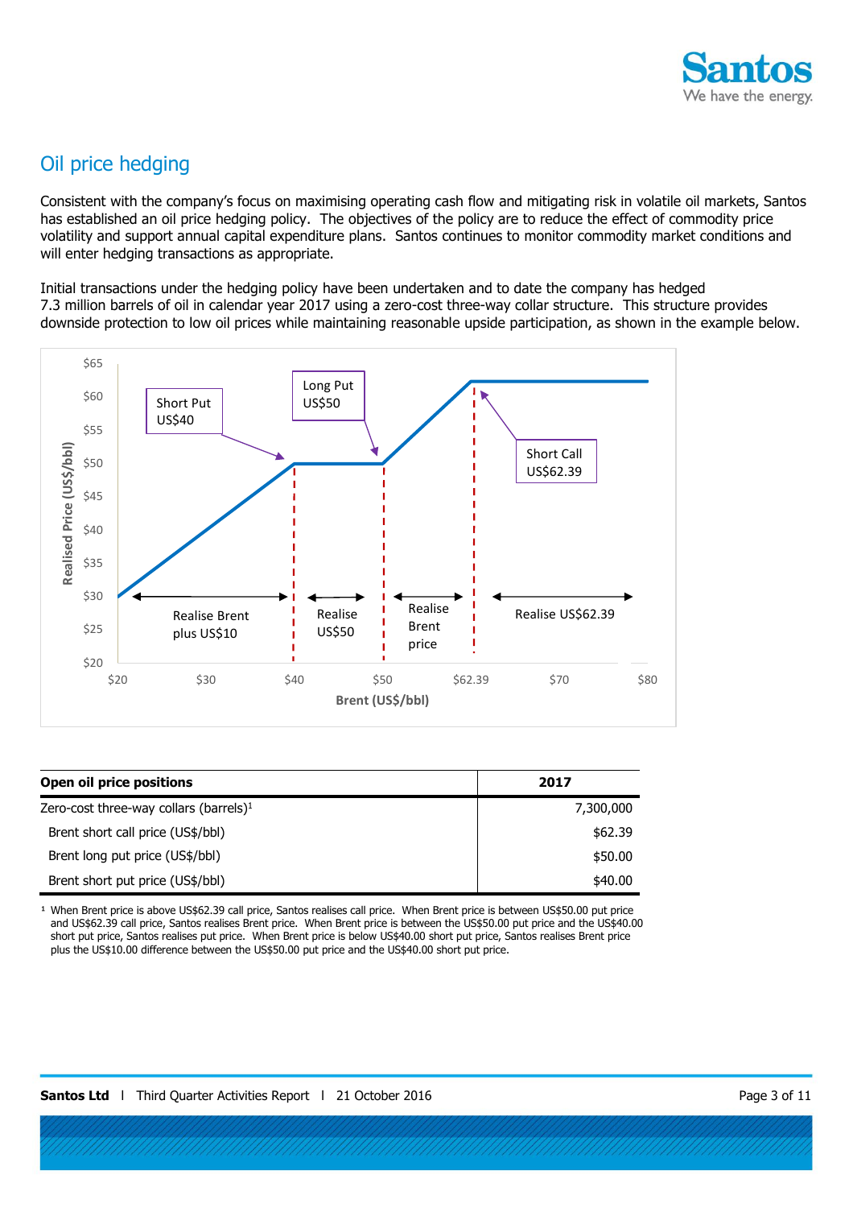## Oil price hedging

Consistent with the company's focus on maximising operating cash flow and mitigating risk in volatile oil markets, Santos has established an oil price hedging policy. The objectives of the policy are to reduce the effect of commodity price volatility and support annual capital expenditure plans. Santos continues to monitor commodity market conditions and will enter hedging transactions as appropriate.

Initial transactions under the hedging policy have been undertaken and to date the company has hedged 7.3 million barrels of oil in calendar year 2017 using a zero-cost three-way collar structure. This structure provides downside protection to low oil prices while maintaining reasonable upside participation, as shown in the example below.

| Open oil price positions | 2017 |
|---|---|
| Zero-cost three-way collars (barrels)[1] | 7,300,000 |
| Brent short call price (US$/bbl) | $62.39 |
| Brent long put price (US$/bbl) | $50.00 |
| Brent short put price (US$/bbl) | $40.00 |

[1] When Brent price is above US$62.39 call price, Santos realises call price. When Brent price is between US$50.00 put price and US$62.39 call price, Santos realises Brent price. When Brent price is between the US$50.00 put price and the US$40.00 short put price, Santos realises put price. When Brent price is below US$40.00 short put price, Santos realises Brent price plus the US$10.00 difference between the US$50.00 put price and the US$40.00 short put price.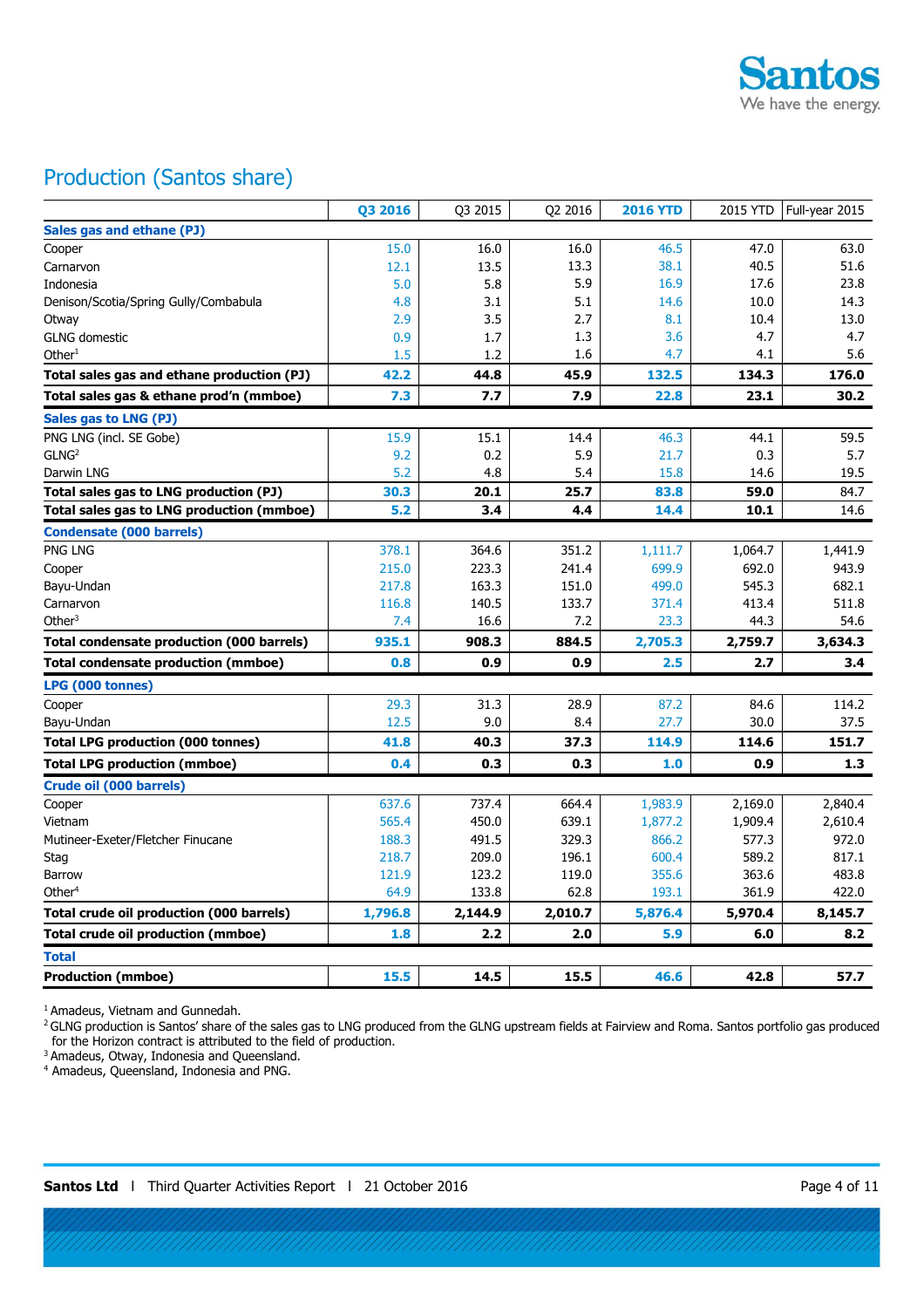## Production (Santos share)

| | Q3 2016 | Q3 2015 | Q2 2016 | 2016 YTD | 2015 YTD | Full-year 2015 |
|---|---|---|---|---|---|---|
| **Sales gas and ethane (PJ)** | | | | | | |
| Cooper | 15.0 | 16.0 | 16.0 | 46.5 | 47.0 | 63.0 |
| Carnarvon | 12.1 | 13.5 | 13.3 | 38.1 | 40.5 | 51.6 |
| Indonesia | 5.0 | 5.8 | 5.9 | 16.9 | 17.6 | 23.8 |
| Denison/Scotia/Spring Gully/Combabula | 4.8 | 3.1 | 5.1 | 14.6 | 10.0 | 14.3 |
| Otway | 2.9 | 3.5 | 2.7 | 8.1 | 10.4 | 13.0 |
| GLNG domestic | 0.9 | 1.7 | 1.3 | 3.6 | 4.7 | 4.7 |
| Other[1] | 1.5 | 1.2 | 1.6 | 4.7 | 4.1 | 5.6 |
| **Total sales gas and ethane production (PJ)** | **42.2** | **44.8** | **45.9** | **132.5** | **134.3** | **176.0** |
| **Total sales gas & ethane prod'n (mmboe)** | **7.3** | **7.7** | **7.9** | **22.8** | **23.1** | **30.2** |
| **Sales gas to LNG (PJ)** | | | | | | |
| PNG LNG (incl. SE Gobe) | 15.9 | 15.1 | 14.4 | 46.3 | 44.1 | 59.5 |
| GLNG[2] | 9.2 | 0.2 | 5.9 | 21.7 | 0.3 | 5.7 |
| Darwin LNG | 5.2 | 4.8 | 5.4 | 15.8 | 14.6 | 19.5 |
| **Total sales gas to LNG production (PJ)** | **30.3** | **20.1** | **25.7** | **83.8** | **59.0** | 84.7 |
| **Total sales gas to LNG production (mmboe)** | **5.2** | **3.4** | **4.4** | **14.4** | **10.1** | 14.6 |
| **Condensate (000 barrels)** | | | | | | |
| PNG LNG | 378.1 | 364.6 | 351.2 | 1,111.7 | 1,064.7 | 1,441.9 |
| Cooper | 215.0 | 223.3 | 241.4 | 699.9 | 692.0 | 943.9 |
| Bayu-Undan | 217.8 | 163.3 | 151.0 | 499.0 | 545.3 | 682.1 |
| Carnarvon | 116.8 | 140.5 | 133.7 | 371.4 | 413.4 | 511.8 |
| Other[3] | 7.4 | 16.6 | 7.2 | 23.3 | 44.3 | 54.6 |
| **Total condensate production (000 barrels)** | **935.1** | **908.3** | **884.5** | **2,705.3** | **2,759.7** | **3,634.3** |
| **Total condensate production (mmboe)** | **0.8** | **0.9** | **0.9** | **2.5** | **2.7** | **3.4** |
| **LPG (000 tonnes)** | | | | | | |
| Cooper | 29.3 | 31.3 | 28.9 | 87.2 | 84.6 | 114.2 |
| Bayu-Undan | 12.5 | 9.0 | 8.4 | 27.7 | 30.0 | 37.5 |
| **Total LPG production (000 tonnes)** | **41.8** | **40.3** | **37.3** | **114.9** | **114.6** | **151.7** |
| **Total LPG production (mmboe)** | **0.4** | **0.3** | **0.3** | **1.0** | **0.9** | **1.3** |
| **Crude oil (000 barrels)** | | | | | | |
| Cooper | 637.6 | 737.4 | 664.4 | 1,983.9 | 2,169.0 | 2,840.4 |
| Vietnam | 565.4 | 450.0 | 639.1 | 1,877.2 | 1,909.4 | 2,610.4 |
| Mutineer-Exeter/Fletcher Finucane | 188.3 | 491.5 | 329.3 | 866.2 | 577.3 | 972.0 |
| Stag | 218.7 | 209.0 | 196.1 | 600.4 | 589.2 | 817.1 |
| Barrow | 121.9 | 123.2 | 119.0 | 355.6 | 363.6 | 483.8 |
| Other[4] | 64.9 | 133.8 | 62.8 | 193.1 | 361.9 | 422.0 |
| **Total crude oil production (000 barrels)** | **1,796.8** | **2,144.9** | **2,010.7** | **5,876.4** | **5,970.4** | **8,145.7** |
| **Total crude oil production (mmboe)** | **1.8** | **2.2** | **2.0** | **5.9** | **6.0** | **8.2** |
| **Total** | | | | | | |
| **Production (mmboe)** | **15.5** | **14.5** | **15.5** | **46.6** | **42.8** | **57.7** |

[1] Amadeus, Vietnam and Gunnedah.

[2] GLNG production is Santos' share of the sales gas to LNG produced from the GLNG upstream fields at Fairview and Roma. Santos portfolio gas produced for the Horizon contract is attributed to the field of production.

[3] Amadeus, Otway, Indonesia and Queensland.

[4] Amadeus, Queensland, Indonesia and PNG.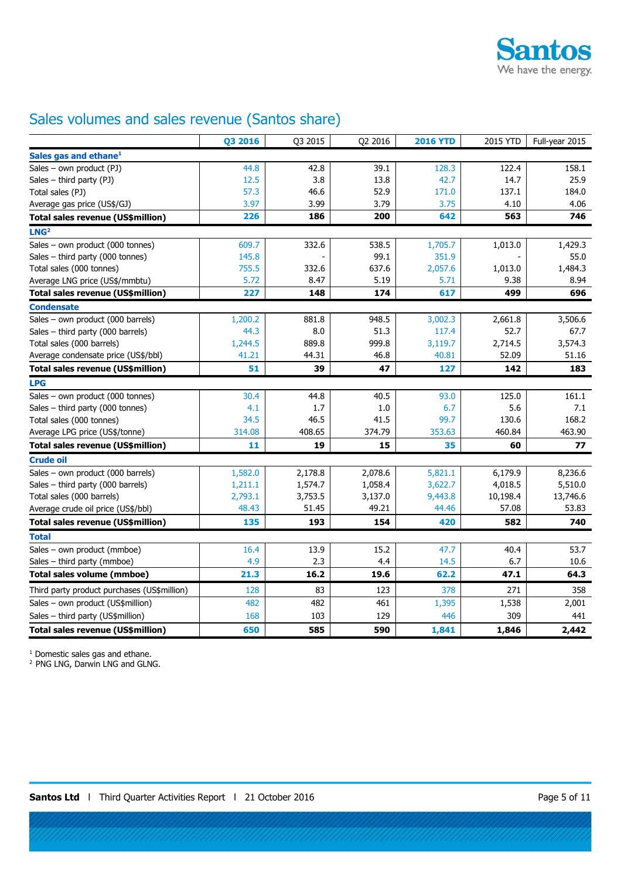## Sales volumes and sales revenue (Santos share)

| | Q3 2016 | Q3 2015 | Q2 2016 | 2016 YTD | 2015 YTD | Full-year 2015 |
|---|---|---|---|---|---|---|
| **Sales gas and ethane**[1] | | | | | | |
| Sales – own product (PJ) | 44.8 | 42.8 | 39.1 | 128.3 | 122.4 | 158.1 |
| Sales – third party (PJ) | 12.5 | 3.8 | 13.8 | 42.7 | 14.7 | 25.9 |
| Total sales (PJ) | 57.3 | 46.6 | 52.9 | 171.0 | 137.1 | 184.0 |
| Average gas price (US$/GJ) | 3.97 | 3.99 | 3.79 | 3.75 | 4.10 | 4.06 |
| **Total sales revenue (US$million)** | **226** | **186** | **200** | **642** | **563** | **746** |
| **LNG**[2] | | | | | | |
| Sales – own product (000 tonnes) | 609.7 | 332.6 | 538.5 | 1,705.7 | 1,013.0 | 1,429.3 |
| Sales – third party (000 tonnes) | 145.8 | - | 99.1 | 351.9 | - | 55.0 |
| Total sales (000 tonnes) | 755.5 | 332.6 | 637.6 | 2,057.6 | 1,013.0 | 1,484.3 |
| Average LNG price (US$/mmbtu) | 5.72 | 8.47 | 5.19 | 5.71 | 9.38 | 8.94 |
| **Total sales revenue (US$million)** | **227** | **148** | **174** | **617** | **499** | **696** |
| **Condensate** | | | | | | |
| Sales – own product (000 barrels) | 1,200.2 | 881.8 | 948.5 | 3,002.3 | 2,661.8 | 3,506.6 |
| Sales – third party (000 barrels) | 44.3 | 8.0 | 51.3 | 117.4 | 52.7 | 67.7 |
| Total sales (000 barrels) | 1,244.5 | 889.8 | 999.8 | 3,119.7 | 2,714.5 | 3,574.3 |
| Average condensate price (US$/bbl) | 41.21 | 44.31 | 46.8 | 40.81 | 52.09 | 51.16 |
| **Total sales revenue (US$million)** | **51** | **39** | **47** | **127** | **142** | **183** |
| **LPG** | | | | | | |
| Sales – own product (000 tonnes) | 30.4 | 44.8 | 40.5 | 93.0 | 125.0 | 161.1 |
| Sales – third party (000 tonnes) | 4.1 | 1.7 | 1.0 | 6.7 | 5.6 | 7.1 |
| Total sales (000 tonnes) | 34.5 | 46.5 | 41.5 | 99.7 | 130.6 | 168.2 |
| Average LPG price (US$/tonne) | 314.08 | 408.65 | 374.79 | 353.63 | 460.84 | 463.90 |
| **Total sales revenue (US$million)** | **11** | **19** | **15** | **35** | **60** | **77** |
| **Crude oil** | | | | | | |
| Sales – own product (000 barrels) | 1,582.0 | 2,178.8 | 2,078.6 | 5,821.1 | 6,179.9 | 8,236.6 |
| Sales – third party (000 barrels) | 1,211.1 | 1,574.7 | 1,058.4 | 3,622.7 | 4,018.5 | 5,510.0 |
| Total sales (000 barrels) | 2,793.1 | 3,753.5 | 3,137.0 | 9,443.8 | 10,198.4 | 13,746.6 |
| Average crude oil price (US$/bbl) | 48.43 | 51.45 | 49.21 | 44.46 | 57.08 | 53.83 |
| **Total sales revenue (US$million)** | **135** | **193** | **154** | **420** | **582** | **740** |
| **Total** | | | | | | |
| Sales – own product (mmboe) | 16.4 | 13.9 | 15.2 | 47.7 | 40.4 | 53.7 |
| Sales – third party (mmboe) | 4.9 | 2.3 | 4.4 | 14.5 | 6.7 | 10.6 |
| **Total sales volume (mmboe)** | **21.3** | **16.2** | **19.6** | **62.2** | **47.1** | **64.3** |
| Third party product purchases (US$million) | 128 | 83 | 123 | 378 | 271 | 358 |
| Sales – own product (US$million) | 482 | 482 | 461 | 1,395 | 1,538 | 2,001 |
| Sales – third party (US$million) | 168 | 103 | 129 | 446 | 309 | 441 |
| **Total sales revenue (US$million)** | **650** | **585** | **590** | **1,841** | **1,846** | **2,442** |

[1] Domestic sales gas and ethane.
[2] PNG LNG, Darwin LNG and GLNG.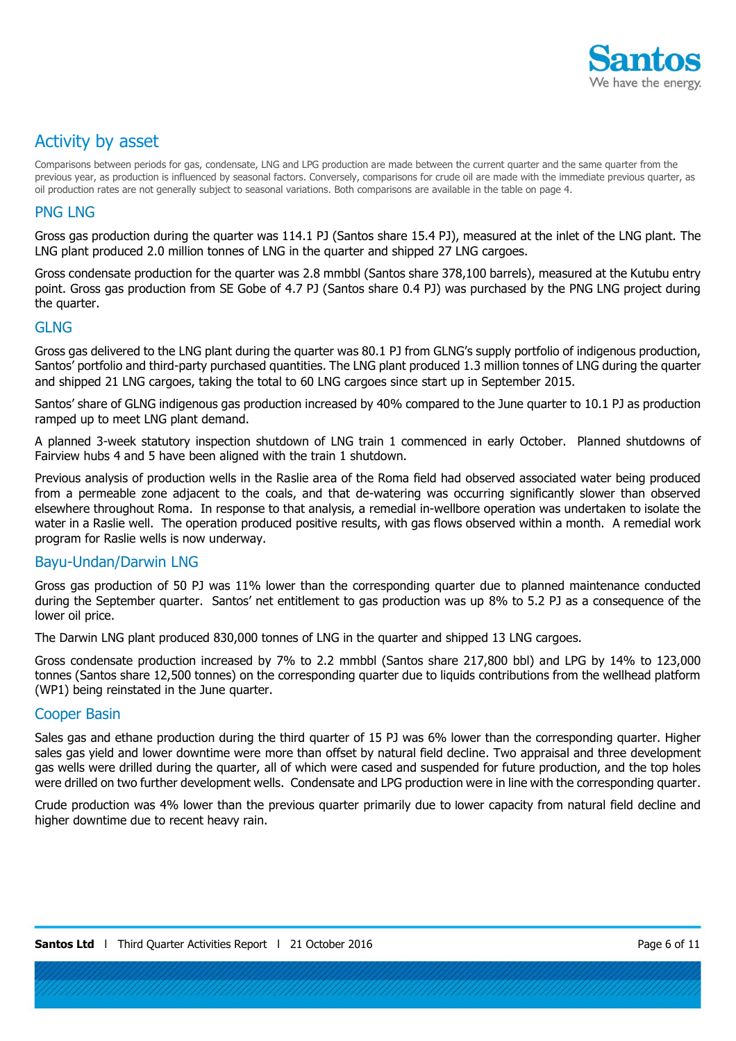## Activity by asset

Comparisons between periods for gas, condensate, LNG and LPG production are made between the current quarter and the same quarter from the previous year, as production is influenced by seasonal factors. Conversely, comparisons for crude oil are made with the immediate previous quarter, as oil production rates are not generally subject to seasonal variations. Both comparisons are available in the table on page 4.

### PNG LNG

Gross gas production during the quarter was 114.1 PJ (Santos share 15.4 PJ), measured at the inlet of the LNG plant. The LNG plant produced 2.0 million tonnes of LNG in the quarter and shipped 27 LNG cargoes.

Gross condensate production for the quarter was 2.8 mmbbl (Santos share 378,100 barrels), measured at the Kutubu entry point. Gross gas production from SE Gobe of 4.7 PJ (Santos share 0.4 PJ) was purchased by the PNG LNG project during the quarter.

### GLNG

Gross gas delivered to the LNG plant during the quarter was 80.1 PJ from GLNG's supply portfolio of indigenous production, Santos' portfolio and third-party purchased quantities. The LNG plant produced 1.3 million tonnes of LNG during the quarter and shipped 21 LNG cargoes, taking the total to 60 LNG cargoes since start up in September 2015.

Santos' share of GLNG indigenous gas production increased by 40% compared to the June quarter to 10.1 PJ as production ramped up to meet LNG plant demand.

A planned 3-week statutory inspection shutdown of LNG train 1 commenced in early October. Planned shutdowns of Fairview hubs 4 and 5 have been aligned with the train 1 shutdown.

Previous analysis of production wells in the Raslie area of the Roma field had observed associated water being produced from a permeable zone adjacent to the coals, and that de-watering was occurring significantly slower than observed elsewhere throughout Roma. In response to that analysis, a remedial in-wellbore operation was undertaken to isolate the water in a Raslie well. The operation produced positive results, with gas flows observed within a month. A remedial work program for Raslie wells is now underway.

### Bayu-Undan/Darwin LNG

Gross gas production of 50 PJ was 11% lower than the corresponding quarter due to planned maintenance conducted during the September quarter. Santos' net entitlement to gas production was up 8% to 5.2 PJ as a consequence of the lower oil price.

The Darwin LNG plant produced 830,000 tonnes of LNG in the quarter and shipped 13 LNG cargoes.

Gross condensate production increased by 7% to 2.2 mmbbl (Santos share 217,800 bbl) and LPG by 14% to 123,000 tonnes (Santos share 12,500 tonnes) on the corresponding quarter due to liquids contributions from the wellhead platform (WP1) being reinstated in the June quarter.

### Cooper Basin

Sales gas and ethane production during the third quarter of 15 PJ was 6% lower than the corresponding quarter. Higher sales gas yield and lower downtime were more than offset by natural field decline. Two appraisal and three development gas wells were drilled during the quarter, all of which were cased and suspended for future production, and the top holes were drilled on two further development wells. Condensate and LPG production were in line with the corresponding quarter.

Crude production was 4% lower than the previous quarter primarily due to lower capacity from natural field decline and higher downtime due to recent heavy rain.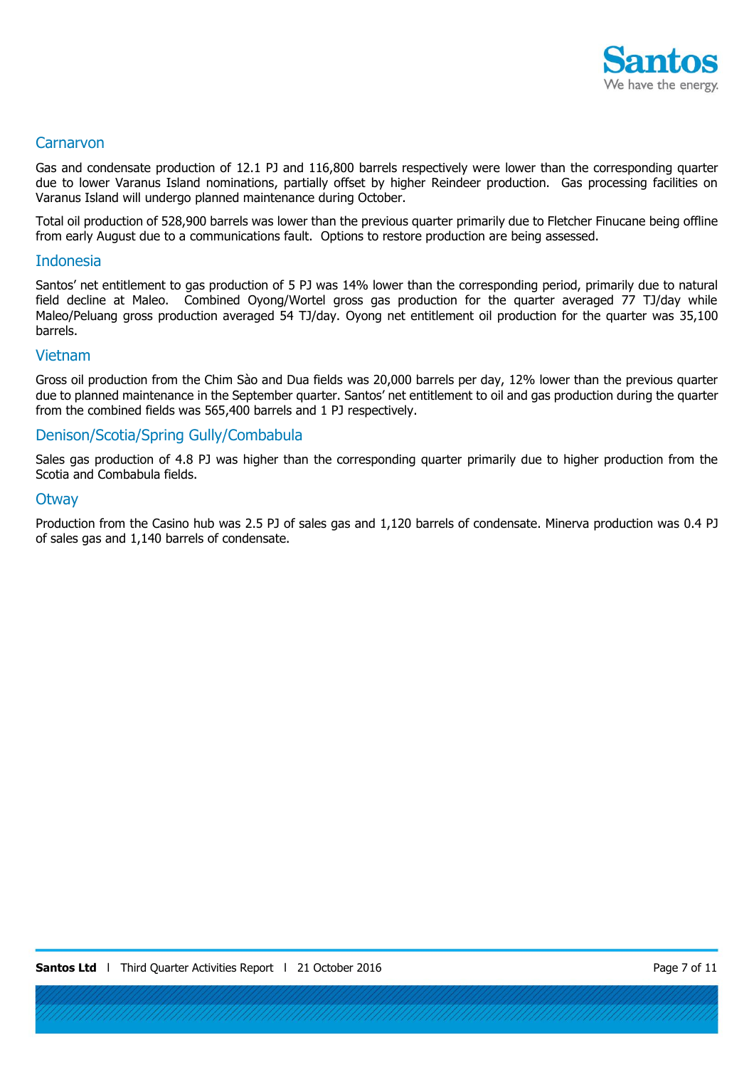## Carnarvon

Gas and condensate production of 12.1 PJ and 116,800 barrels respectively were lower than the corresponding quarter due to lower Varanus Island nominations, partially offset by higher Reindeer production. Gas processing facilities on Varanus Island will undergo planned maintenance during October.

Total oil production of 528,900 barrels was lower than the previous quarter primarily due to Fletcher Finucane being offline from early August due to a communications fault. Options to restore production are being assessed.

## Indonesia

Santos' net entitlement to gas production of 5 PJ was 14% lower than the corresponding period, primarily due to natural field decline at Maleo. Combined Oyong/Wortel gross gas production for the quarter averaged 77 TJ/day while Maleo/Peluang gross production averaged 54 TJ/day. Oyong net entitlement oil production for the quarter was 35,100 barrels.

## Vietnam

Gross oil production from the Chim Sào and Dua fields was 20,000 barrels per day, 12% lower than the previous quarter due to planned maintenance in the September quarter. Santos' net entitlement to oil and gas production during the quarter from the combined fields was 565,400 barrels and 1 PJ respectively.

## Denison/Scotia/Spring Gully/Combabula

Sales gas production of 4.8 PJ was higher than the corresponding quarter primarily due to higher production from the Scotia and Combabula fields.

## Otway

Production from the Casino hub was 2.5 PJ of sales gas and 1,120 barrels of condensate. Minerva production was 0.4 PJ of sales gas and 1,140 barrels of condensate.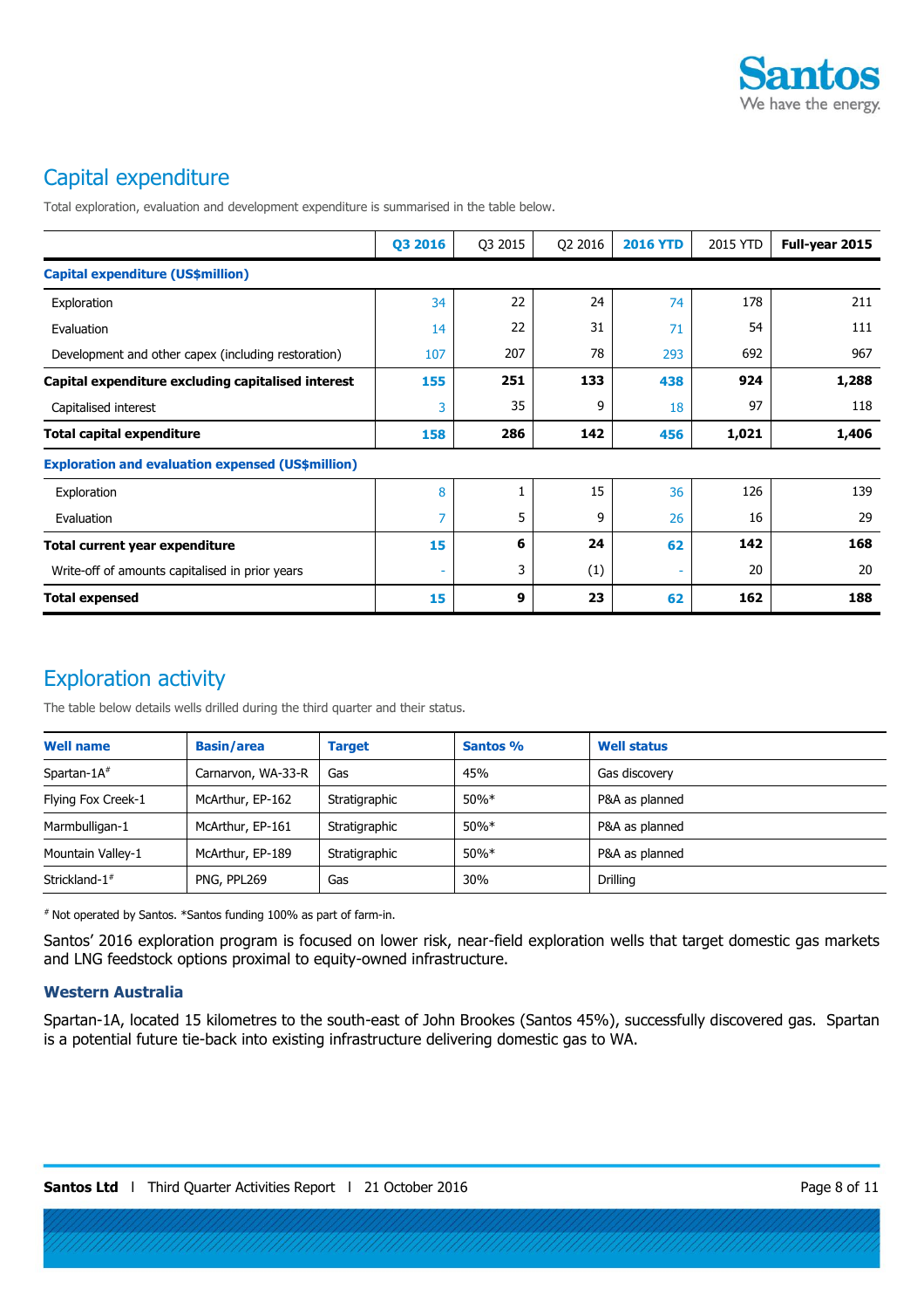## Capital expenditure

Total exploration, evaluation and development expenditure is summarised in the table below.

| | Q3 2016 | Q3 2015 | Q2 2016 | 2016 YTD | 2015 YTD | Full-year 2015 |
|---|---|---|---|---|---|---|
| **Capital expenditure (US$million)** | | | | | | |
| Exploration | 34 | 22 | 24 | 74 | 178 | 211 |
| Evaluation | 14 | 22 | 31 | 71 | 54 | 111 |
| Development and other capex (including restoration) | 107 | 207 | 78 | 293 | 692 | 967 |
| **Capital expenditure excluding capitalised interest** | **155** | **251** | **133** | **438** | **924** | **1,288** |
| Capitalised interest | 3 | 35 | 9 | 18 | 97 | 118 |
| **Total capital expenditure** | **158** | **286** | **142** | **456** | **1,021** | **1,406** |
| **Exploration and evaluation expensed (US$million)** | | | | | | |
| Exploration | 8 | 1 | 15 | 36 | 126 | 139 |
| Evaluation | 7 | 5 | 9 | 26 | 16 | 29 |
| **Total current year expenditure** | **15** | **6** | **24** | **62** | **142** | **168** |
| Write-off of amounts capitalised in prior years | - | 3 | (1) | - | 20 | 20 |
| **Total expensed** | **15** | **9** | **23** | **62** | **162** | **188** |

## Exploration activity

The table below details wells drilled during the third quarter and their status.

| Well name | Basin/area | Target | Santos % | Well status |
|---|---|---|---|---|
| Spartan-1A# | Carnarvon, WA-33-R | Gas | 45% | Gas discovery |
| Flying Fox Creek-1 | McArthur, EP-162 | Stratigraphic | 50%* | P&A as planned |
| Marmbulligan-1 | McArthur, EP-161 | Stratigraphic | 50%* | P&A as planned |
| Mountain Valley-1 | McArthur, EP-189 | Stratigraphic | 50%* | P&A as planned |
| Strickland-1# | PNG, PPL269 | Gas | 30% | Drilling |

# Not operated by Santos. *Santos funding 100% as part of farm-in.

Santos' 2016 exploration program is focused on lower risk, near-field exploration wells that target domestic gas markets and LNG feedstock options proximal to equity-owned infrastructure.

### Western Australia

Spartan-1A, located 15 kilometres to the south-east of John Brookes (Santos 45%), successfully discovered gas. Spartan is a potential future tie-back into existing infrastructure delivering domestic gas to WA.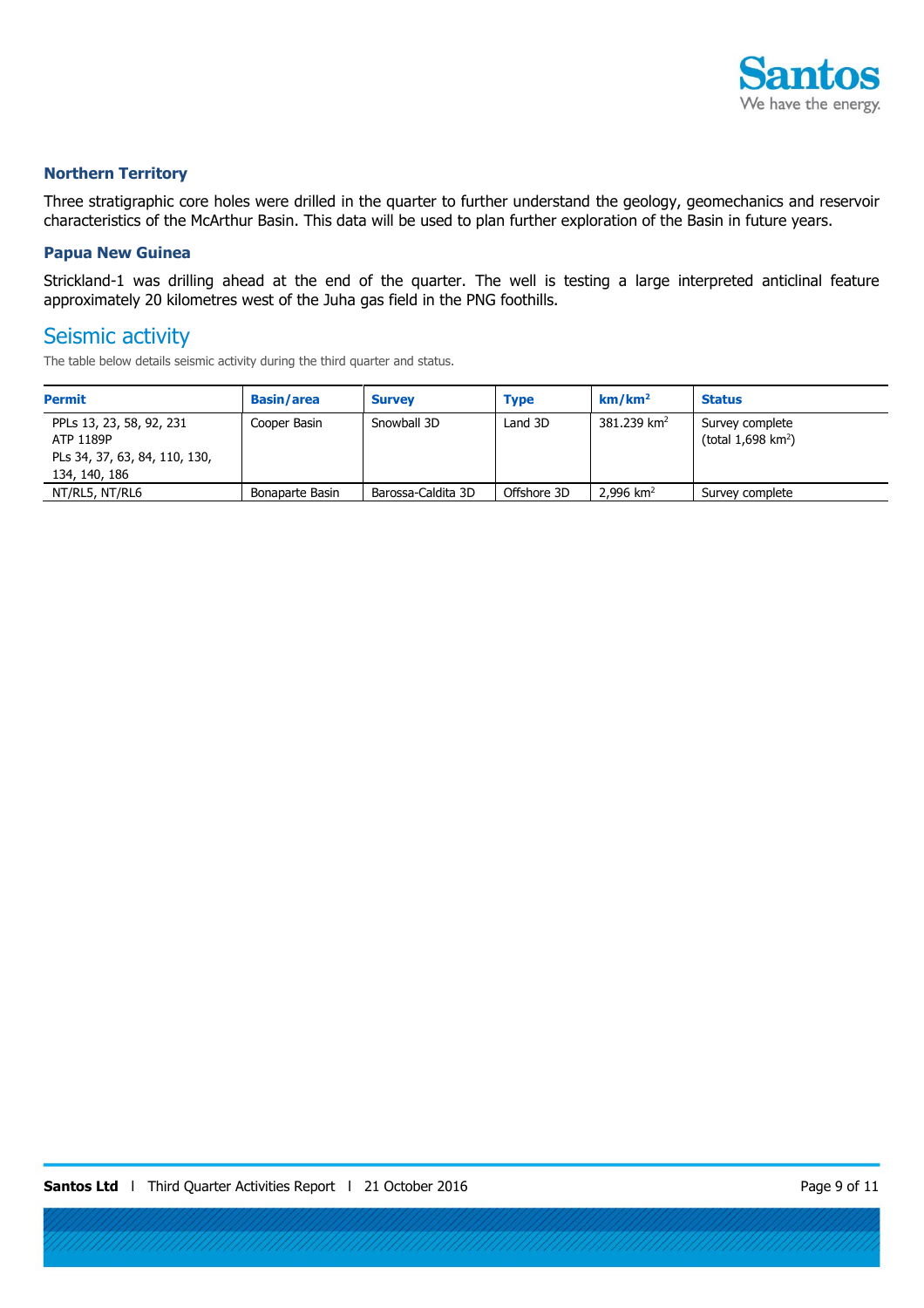### Northern Territory

Three stratigraphic core holes were drilled in the quarter to further understand the geology, geomechanics and reservoir characteristics of the McArthur Basin. This data will be used to plan further exploration of the Basin in future years.

### Papua New Guinea

Strickland-1 was drilling ahead at the end of the quarter. The well is testing a large interpreted anticlinal feature approximately 20 kilometres west of the Juha gas field in the PNG foothills.

## Seismic activity

The table below details seismic activity during the third quarter and status.

| Permit | Basin/area | Survey | Type | km/km$^2$ | Status |
|---|---|---|---|---|---|
| PPLs 13, 23, 58, 92, 231<br>ATP 1189P<br>PLs 34, 37, 63, 84, 110, 130, 134, 140, 186 | Cooper Basin | Snowball 3D | Land 3D | 381.239 km$^2$ | Survey complete (total 1,698 km$^2$) |
| NT/RL5, NT/RL6 | Bonaparte Basin | Barossa-Caldita 3D | Offshore 3D | 2,996 km$^2$ | Survey complete |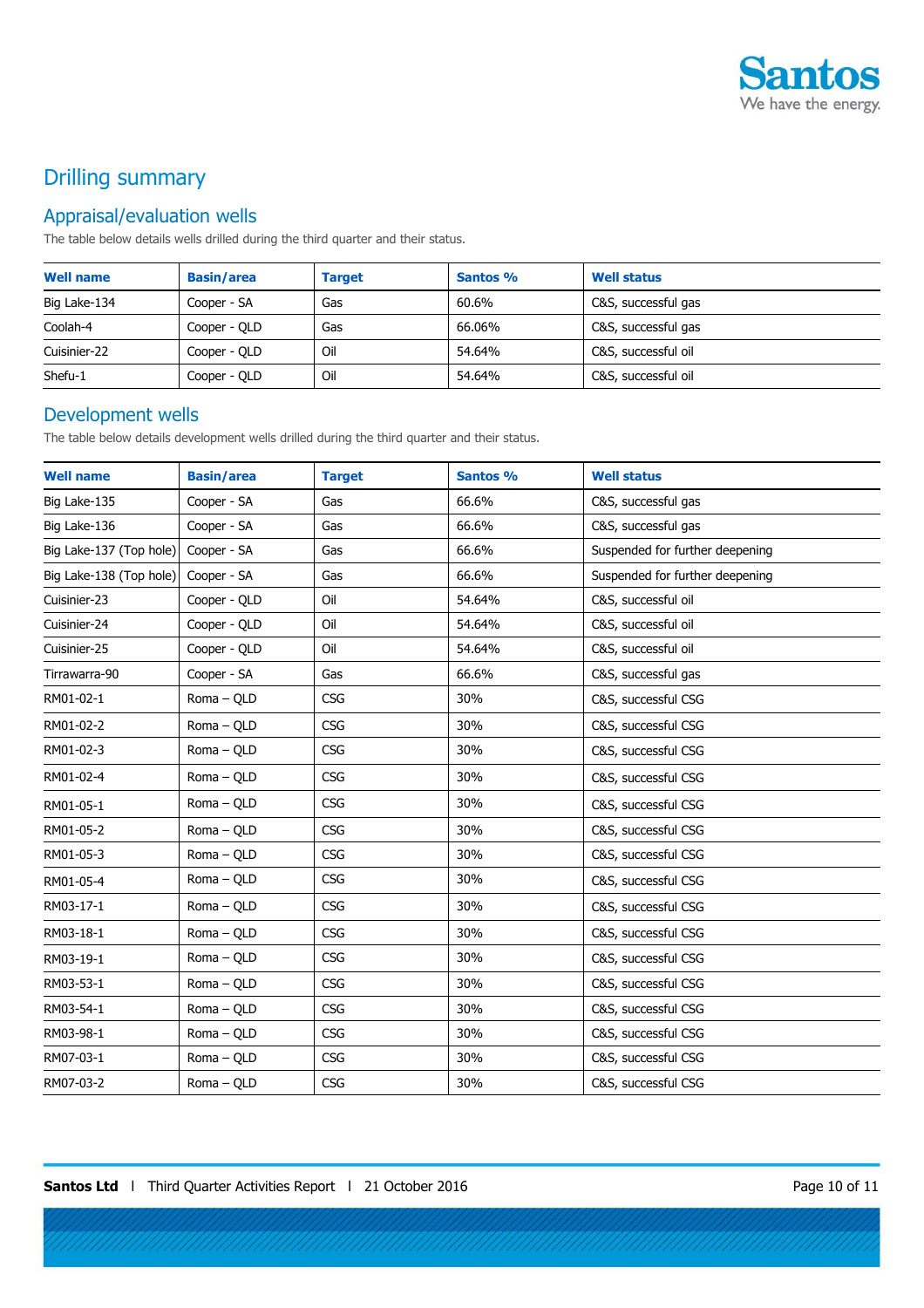# Drilling summary

## Appraisal/evaluation wells

The table below details wells drilled during the third quarter and their status.

| Well name | Basin/area | Target | Santos % | Well status |
|---|---|---|---|---|
| Big Lake-134 | Cooper - SA | Gas | 60.6% | C&S, successful gas |
| Coolah-4 | Cooper - QLD | Gas | 66.06% | C&S, successful gas |
| Cuisinier-22 | Cooper - QLD | Oil | 54.64% | C&S, successful oil |
| Shefu-1 | Cooper - QLD | Oil | 54.64% | C&S, successful oil |

## Development wells

The table below details development wells drilled during the third quarter and their status.

| Well name | Basin/area | Target | Santos % | Well status |
|---|---|---|---|---|
| Big Lake-135 | Cooper - SA | Gas | 66.6% | C&S, successful gas |
| Big Lake-136 | Cooper - SA | Gas | 66.6% | C&S, successful gas |
| Big Lake-137 (Top hole) | Cooper - SA | Gas | 66.6% | Suspended for further deepening |
| Big Lake-138 (Top hole) | Cooper - SA | Gas | 66.6% | Suspended for further deepening |
| Cuisinier-23 | Cooper - QLD | Oil | 54.64% | C&S, successful oil |
| Cuisinier-24 | Cooper - QLD | Oil | 54.64% | C&S, successful oil |
| Cuisinier-25 | Cooper - QLD | Oil | 54.64% | C&S, successful oil |
| Tirrawarra-90 | Cooper - SA | Gas | 66.6% | C&S, successful gas |
| RM01-02-1 | Roma – QLD | CSG | 30% | C&S, successful CSG |
| RM01-02-2 | Roma – QLD | CSG | 30% | C&S, successful CSG |
| RM01-02-3 | Roma – QLD | CSG | 30% | C&S, successful CSG |
| RM01-02-4 | Roma – QLD | CSG | 30% | C&S, successful CSG |
| RM01-05-1 | Roma – QLD | CSG | 30% | C&S, successful CSG |
| RM01-05-2 | Roma – QLD | CSG | 30% | C&S, successful CSG |
| RM01-05-3 | Roma – QLD | CSG | 30% | C&S, successful CSG |
| RM01-05-4 | Roma – QLD | CSG | 30% | C&S, successful CSG |
| RM03-17-1 | Roma – QLD | CSG | 30% | C&S, successful CSG |
| RM03-18-1 | Roma – QLD | CSG | 30% | C&S, successful CSG |
| RM03-19-1 | Roma – QLD | CSG | 30% | C&S, successful CSG |
| RM03-53-1 | Roma – QLD | CSG | 30% | C&S, successful CSG |
| RM03-54-1 | Roma – QLD | CSG | 30% | C&S, successful CSG |
| RM03-98-1 | Roma – QLD | CSG | 30% | C&S, successful CSG |
| RM07-03-1 | Roma – QLD | CSG | 30% | C&S, successful CSG |
| RM07-03-2 | Roma – QLD | CSG | 30% | C&S, successful CSG |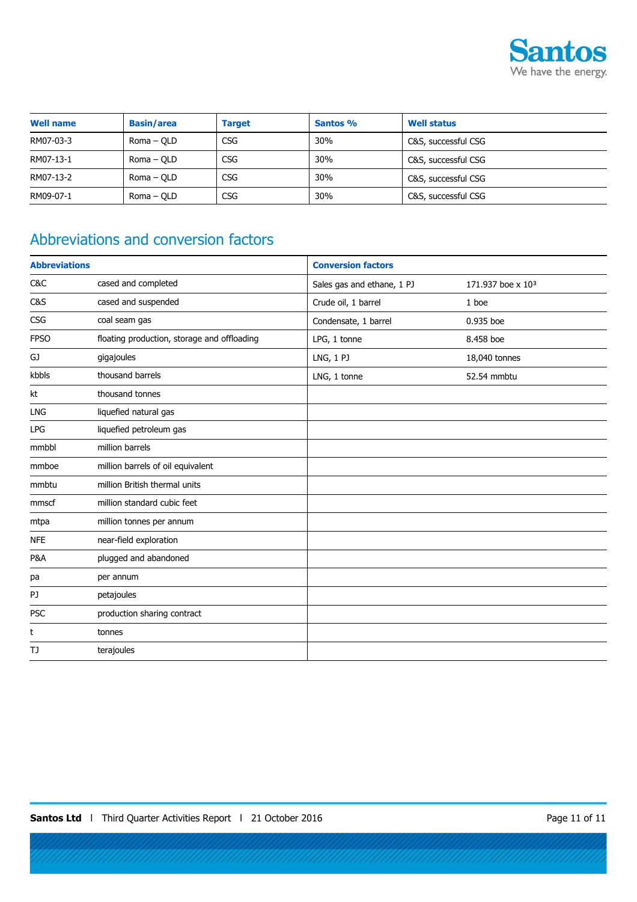| Well name | Basin/area | Target | Santos % | Well status |
|---|---|---|---|---|
| RM07-03-3 | Roma – QLD | CSG | 30% | C&S, successful CSG |
| RM07-13-1 | Roma – QLD | CSG | 30% | C&S, successful CSG |
| RM07-13-2 | Roma – QLD | CSG | 30% | C&S, successful CSG |
| RM09-07-1 | Roma – QLD | CSG | 30% | C&S, successful CSG |

## Abbreviations and conversion factors

| Abbreviations | | Conversion factors | |
|---|---|---|---|
| C&C | cased and completed | Sales gas and ethane, 1 PJ | 171.937 boe x $10^3$ |
| C&S | cased and suspended | Crude oil, 1 barrel | 1 boe |
| CSG | coal seam gas | Condensate, 1 barrel | 0.935 boe |
| FPSO | floating production, storage and offloading | LPG, 1 tonne | 8.458 boe |
| GJ | gigajoules | LNG, 1 PJ | 18,040 tonnes |
| kbbls | thousand barrels | LNG, 1 tonne | 52.54 mmbtu |
| kt | thousand tonnes | | |
| LNG | liquefied natural gas | | |
| LPG | liquefied petroleum gas | | |
| mmbbl | million barrels | | |
| mmboe | million barrels of oil equivalent | | |
| mmbtu | million British thermal units | | |
| mmscf | million standard cubic feet | | |
| mtpa | million tonnes per annum | | |
| NFE | near-field exploration | | |
| P&A | plugged and abandoned | | |
| pa | per annum | | |
| PJ | petajoules | | |
| PSC | production sharing contract | | |
| t | tonnes | | |
| TJ | terajoules | | |